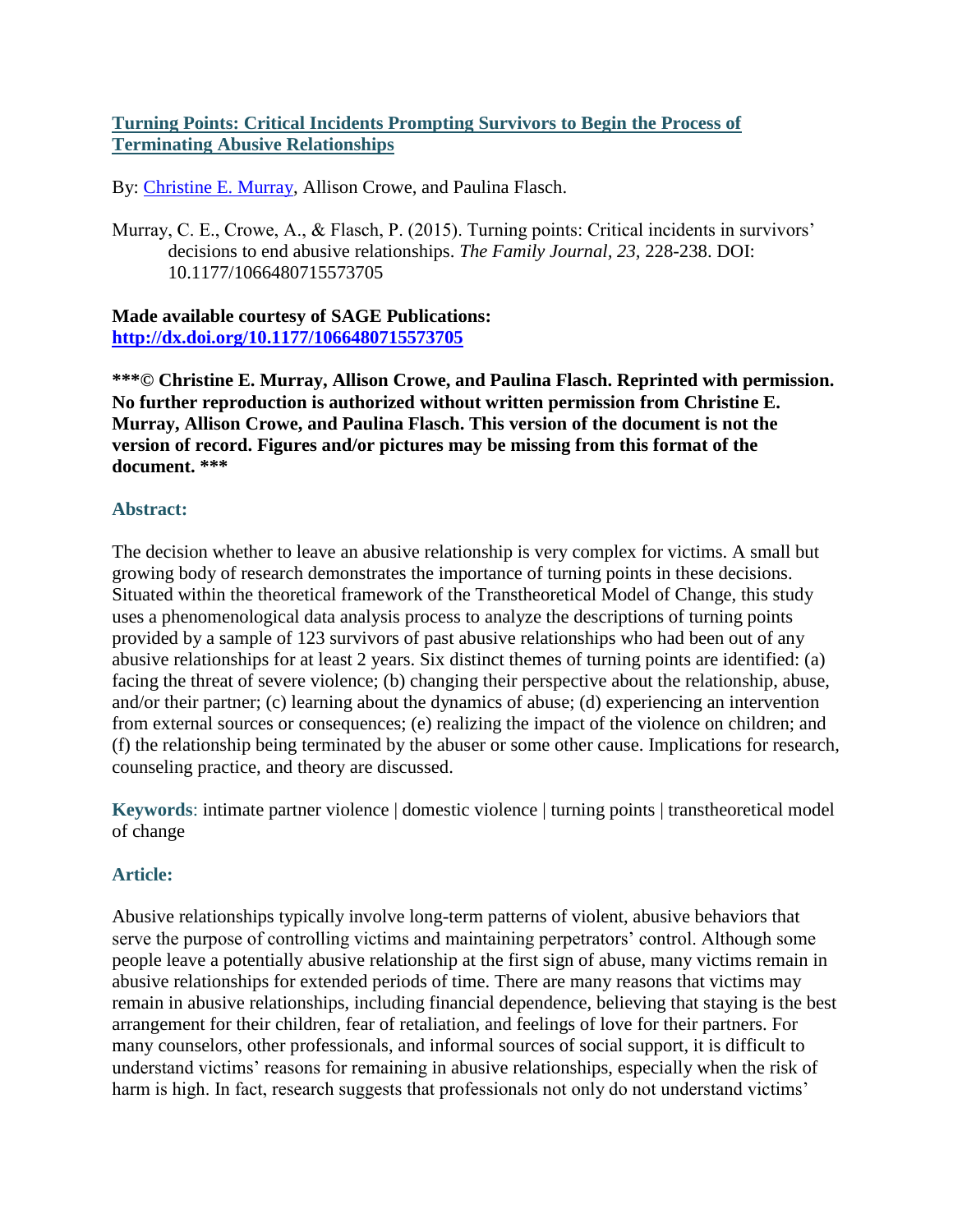# [Turning Points: Critical Incidents Prompting Survivors to Begin the Process of Terminating Abusive Relationships](http://dx.doi.org/10.1177/1066480715573705)

By: [Christine E. Murray](http://libres.uncg.edu/ir/uncg/clist.aspx?id=3092), Allison Crowe, and Paulina Flasch.

Murray, C. E., Crowe, A., & Flasch, P. (2015). Turning points: Critical incidents in survivors' decisions to end abusive relationships. *The Family Journal, 23,* 228-238. DOI: 10.1177/1066480715573705

**Made available courtesy of SAGE Publications:**
**[http://dx.doi.org/10.1177/1066480715573705](http://dx.doi.org/10.1177/1066480715573705)**

**\*\*\*© Christine E. Murray, Allison Crowe, and Paulina Flasch. Reprinted with permission. No further reproduction is authorized without written permission from Christine E. Murray, Allison Crowe, and Paulina Flasch. This version of the document is not the version of record. Figures and/or pictures may be missing from this format of the document. \*\*\***

## Abstract:

The decision whether to leave an abusive relationship is very complex for victims. A small but growing body of research demonstrates the importance of turning points in these decisions. Situated within the theoretical framework of the Transtheoretical Model of Change, this study uses a phenomenological data analysis process to analyze the descriptions of turning points provided by a sample of 123 survivors of past abusive relationships who had been out of any abusive relationships for at least 2 years. Six distinct themes of turning points are identified: (a) facing the threat of severe violence; (b) changing their perspective about the relationship, abuse, and/or their partner; (c) learning about the dynamics of abuse; (d) experiencing an intervention from external sources or consequences; (e) realizing the impact of the violence on children; and (f) the relationship being terminated by the abuser or some other cause. Implications for research, counseling practice, and theory are discussed.

**Keywords**: intimate partner violence | domestic violence | turning points | transtheoretical model of change

## Article:

Abusive relationships typically involve long-term patterns of violent, abusive behaviors that serve the purpose of controlling victims and maintaining perpetrators' control. Although some people leave a potentially abusive relationship at the first sign of abuse, many victims remain in abusive relationships for extended periods of time. There are many reasons that victims may remain in abusive relationships, including financial dependence, believing that staying is the best arrangement for their children, fear of retaliation, and feelings of love for their partners. For many counselors, other professionals, and informal sources of social support, it is difficult to understand victims' reasons for remaining in abusive relationships, especially when the risk of harm is high. In fact, research suggests that professionals not only do not understand victims'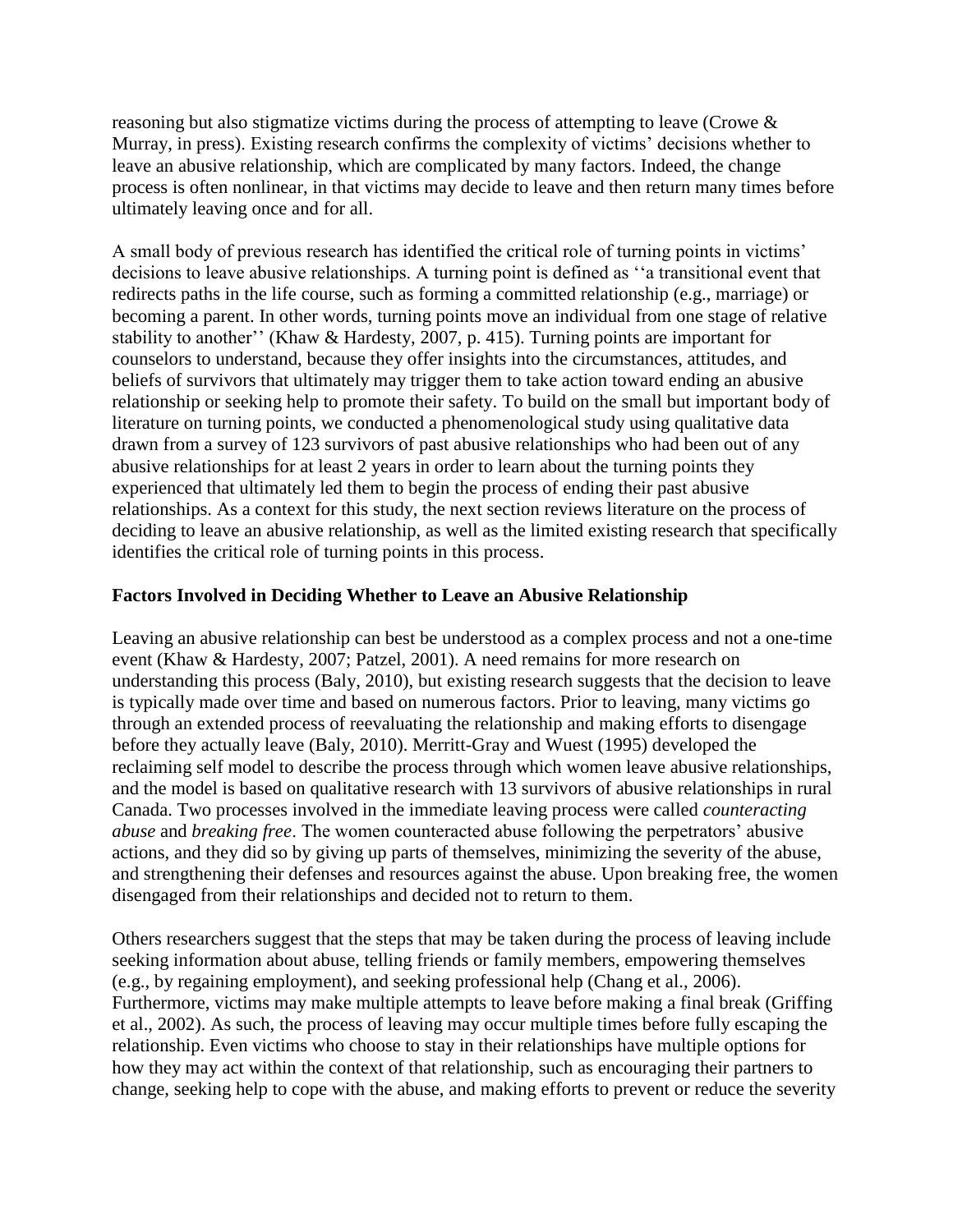reasoning but also stigmatize victims during the process of attempting to leave (Crowe & Murray, in press). Existing research confirms the complexity of victims' decisions whether to leave an abusive relationship, which are complicated by many factors. Indeed, the change process is often nonlinear, in that victims may decide to leave and then return many times before ultimately leaving once and for all.

A small body of previous research has identified the critical role of turning points in victims' decisions to leave abusive relationships. A turning point is defined as ''a transitional event that redirects paths in the life course, such as forming a committed relationship (e.g., marriage) or becoming a parent. In other words, turning points move an individual from one stage of relative stability to another'' (Khaw & Hardesty, 2007, p. 415). Turning points are important for counselors to understand, because they offer insights into the circumstances, attitudes, and beliefs of survivors that ultimately may trigger them to take action toward ending an abusive relationship or seeking help to promote their safety. To build on the small but important body of literature on turning points, we conducted a phenomenological study using qualitative data drawn from a survey of 123 survivors of past abusive relationships who had been out of any abusive relationships for at least 2 years in order to learn about the turning points they experienced that ultimately led them to begin the process of ending their past abusive relationships. As a context for this study, the next section reviews literature on the process of deciding to leave an abusive relationship, as well as the limited existing research that specifically identifies the critical role of turning points in this process.

### Factors Involved in Deciding Whether to Leave an Abusive Relationship

Leaving an abusive relationship can best be understood as a complex process and not a one-time event (Khaw & Hardesty, 2007; Patzel, 2001). A need remains for more research on understanding this process (Baly, 2010), but existing research suggests that the decision to leave is typically made over time and based on numerous factors. Prior to leaving, many victims go through an extended process of reevaluating the relationship and making efforts to disengage before they actually leave (Baly, 2010). Merritt-Gray and Wuest (1995) developed the reclaiming self model to describe the process through which women leave abusive relationships, and the model is based on qualitative research with 13 survivors of abusive relationships in rural Canada. Two processes involved in the immediate leaving process were called *counteracting abuse* and *breaking free*. The women counteracted abuse following the perpetrators' abusive actions, and they did so by giving up parts of themselves, minimizing the severity of the abuse, and strengthening their defenses and resources against the abuse. Upon breaking free, the women disengaged from their relationships and decided not to return to them.

Others researchers suggest that the steps that may be taken during the process of leaving include seeking information about abuse, telling friends or family members, empowering themselves (e.g., by regaining employment), and seeking professional help (Chang et al., 2006). Furthermore, victims may make multiple attempts to leave before making a final break (Griffing et al., 2002). As such, the process of leaving may occur multiple times before fully escaping the relationship. Even victims who choose to stay in their relationships have multiple options for how they may act within the context of that relationship, such as encouraging their partners to change, seeking help to cope with the abuse, and making efforts to prevent or reduce the severity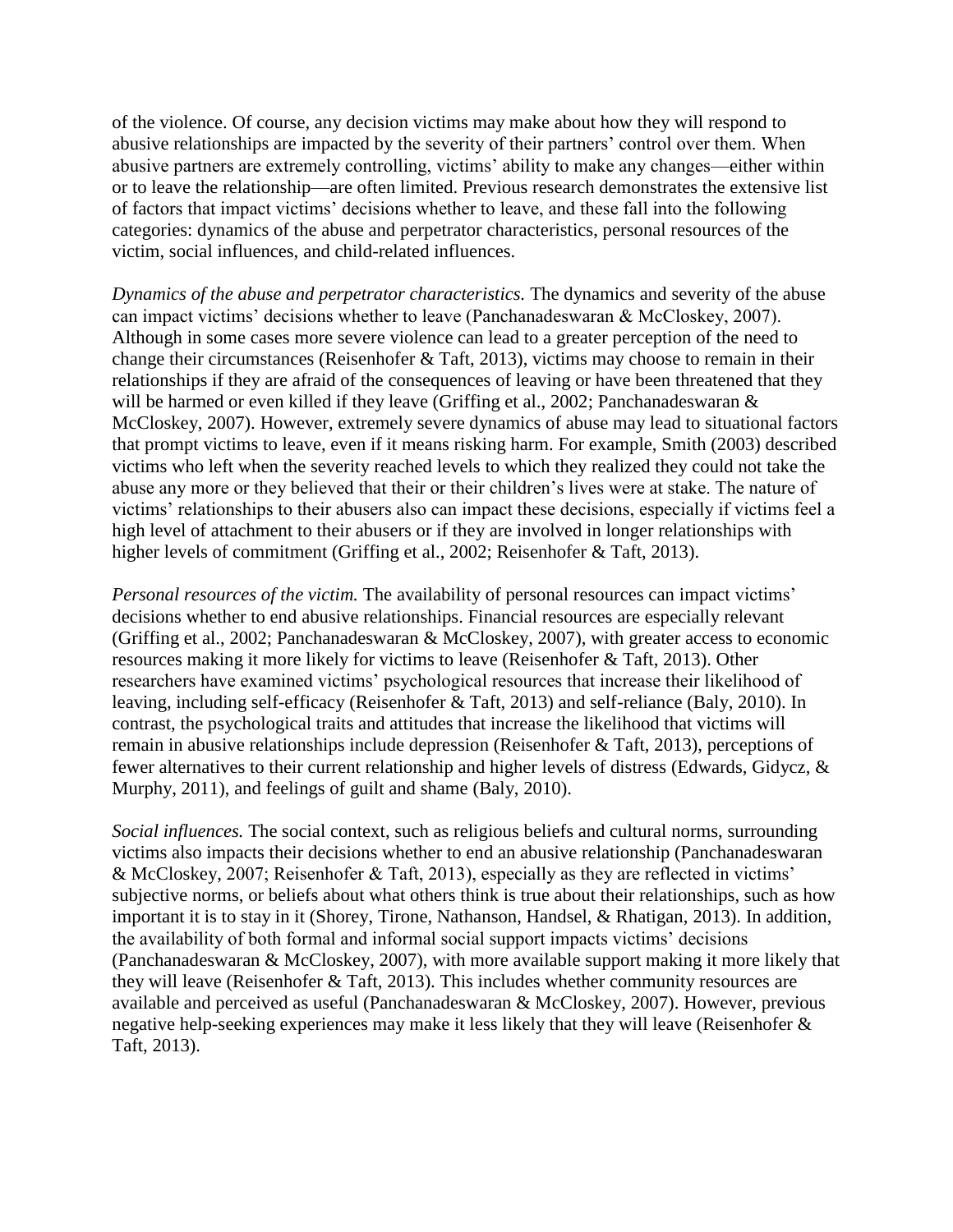of the violence. Of course, any decision victims may make about how they will respond to abusive relationships are impacted by the severity of their partners' control over them. When abusive partners are extremely controlling, victims' ability to make any changes—either within or to leave the relationship—are often limited. Previous research demonstrates the extensive list of factors that impact victims' decisions whether to leave, and these fall into the following categories: dynamics of the abuse and perpetrator characteristics, personal resources of the victim, social influences, and child-related influences.

*Dynamics of the abuse and perpetrator characteristics.* The dynamics and severity of the abuse can impact victims' decisions whether to leave (Panchanadeswaran & McCloskey, 2007). Although in some cases more severe violence can lead to a greater perception of the need to change their circumstances (Reisenhofer & Taft, 2013), victims may choose to remain in their relationships if they are afraid of the consequences of leaving or have been threatened that they will be harmed or even killed if they leave (Griffing et al., 2002; Panchanadeswaran & McCloskey, 2007). However, extremely severe dynamics of abuse may lead to situational factors that prompt victims to leave, even if it means risking harm. For example, Smith (2003) described victims who left when the severity reached levels to which they realized they could not take the abuse any more or they believed that their or their children's lives were at stake. The nature of victims' relationships to their abusers also can impact these decisions, especially if victims feel a high level of attachment to their abusers or if they are involved in longer relationships with higher levels of commitment (Griffing et al., 2002; Reisenhofer & Taft, 2013).

*Personal resources of the victim.* The availability of personal resources can impact victims' decisions whether to end abusive relationships. Financial resources are especially relevant (Griffing et al., 2002; Panchanadeswaran & McCloskey, 2007), with greater access to economic resources making it more likely for victims to leave (Reisenhofer & Taft, 2013). Other researchers have examined victims' psychological resources that increase their likelihood of leaving, including self-efficacy (Reisenhofer & Taft, 2013) and self-reliance (Baly, 2010). In contrast, the psychological traits and attitudes that increase the likelihood that victims will remain in abusive relationships include depression (Reisenhofer & Taft, 2013), perceptions of fewer alternatives to their current relationship and higher levels of distress (Edwards, Gidycz, & Murphy, 2011), and feelings of guilt and shame (Baly, 2010).

*Social influences.* The social context, such as religious beliefs and cultural norms, surrounding victims also impacts their decisions whether to end an abusive relationship (Panchanadeswaran & McCloskey, 2007; Reisenhofer & Taft, 2013), especially as they are reflected in victims' subjective norms, or beliefs about what others think is true about their relationships, such as how important it is to stay in it (Shorey, Tirone, Nathanson, Handsel, & Rhatigan, 2013). In addition, the availability of both formal and informal social support impacts victims' decisions (Panchanadeswaran & McCloskey, 2007), with more available support making it more likely that they will leave (Reisenhofer & Taft, 2013). This includes whether community resources are available and perceived as useful (Panchanadeswaran & McCloskey, 2007). However, previous negative help-seeking experiences may make it less likely that they will leave (Reisenhofer & Taft, 2013).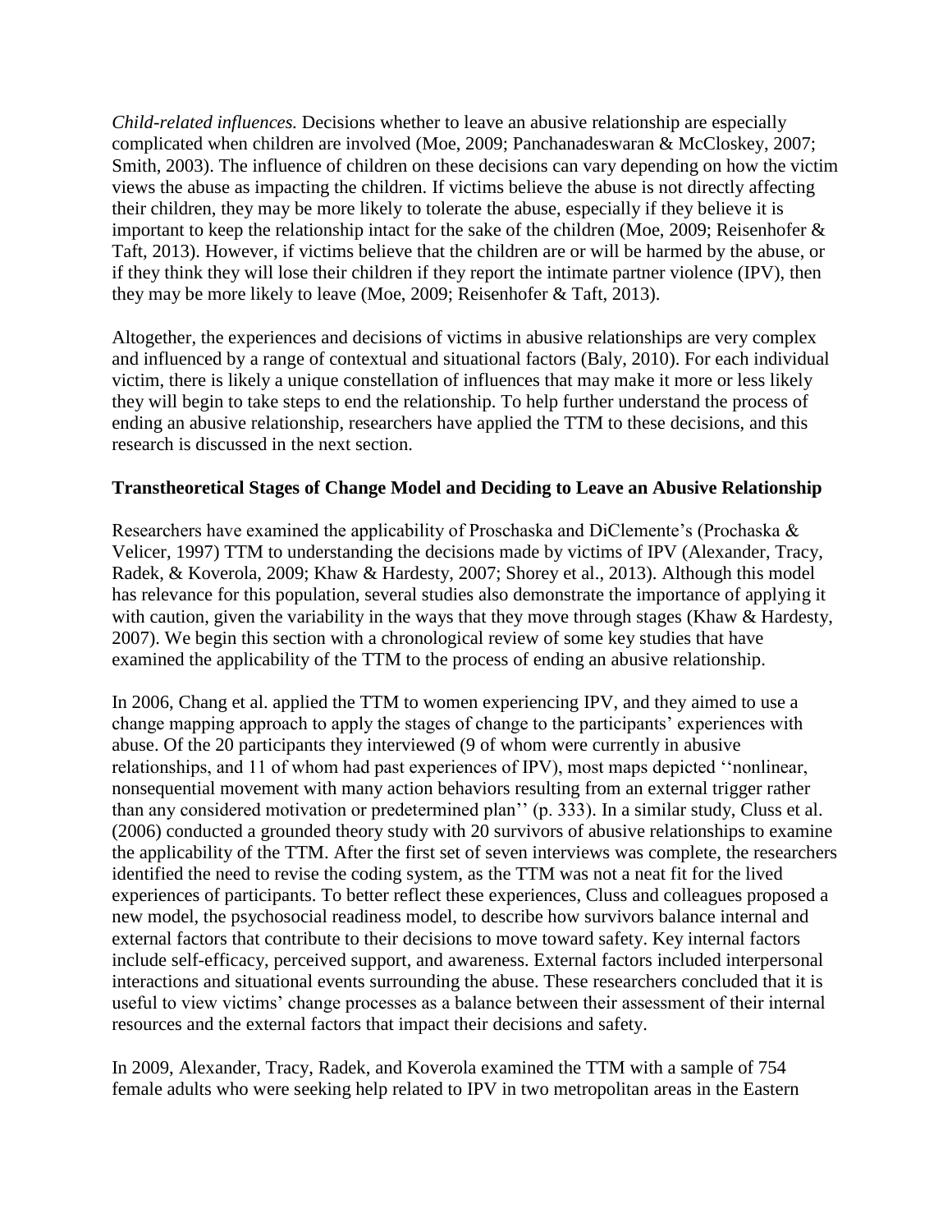*Child-related influences.* Decisions whether to leave an abusive relationship are especially complicated when children are involved (Moe, 2009; Panchanadeswaran & McCloskey, 2007; Smith, 2003). The influence of children on these decisions can vary depending on how the victim views the abuse as impacting the children. If victims believe the abuse is not directly affecting their children, they may be more likely to tolerate the abuse, especially if they believe it is important to keep the relationship intact for the sake of the children (Moe, 2009; Reisenhofer & Taft, 2013). However, if victims believe that the children are or will be harmed by the abuse, or if they think they will lose their children if they report the intimate partner violence (IPV), then they may be more likely to leave (Moe, 2009; Reisenhofer & Taft, 2013).

Altogether, the experiences and decisions of victims in abusive relationships are very complex and influenced by a range of contextual and situational factors (Baly, 2010). For each individual victim, there is likely a unique constellation of influences that may make it more or less likely they will begin to take steps to end the relationship. To help further understand the process of ending an abusive relationship, researchers have applied the TTM to these decisions, and this research is discussed in the next section.

### Transtheoretical Stages of Change Model and Deciding to Leave an Abusive Relationship

Researchers have examined the applicability of Proschaska and DiClemente's (Prochaska & Velicer, 1997) TTM to understanding the decisions made by victims of IPV (Alexander, Tracy, Radek, & Koverola, 2009; Khaw & Hardesty, 2007; Shorey et al., 2013). Although this model has relevance for this population, several studies also demonstrate the importance of applying it with caution, given the variability in the ways that they move through stages (Khaw & Hardesty, 2007). We begin this section with a chronological review of some key studies that have examined the applicability of the TTM to the process of ending an abusive relationship.

In 2006, Chang et al. applied the TTM to women experiencing IPV, and they aimed to use a change mapping approach to apply the stages of change to the participants' experiences with abuse. Of the 20 participants they interviewed (9 of whom were currently in abusive relationships, and 11 of whom had past experiences of IPV), most maps depicted ''nonlinear, nonsequential movement with many action behaviors resulting from an external trigger rather than any considered motivation or predetermined plan'' (p. 333). In a similar study, Cluss et al. (2006) conducted a grounded theory study with 20 survivors of abusive relationships to examine the applicability of the TTM. After the first set of seven interviews was complete, the researchers identified the need to revise the coding system, as the TTM was not a neat fit for the lived experiences of participants. To better reflect these experiences, Cluss and colleagues proposed a new model, the psychosocial readiness model, to describe how survivors balance internal and external factors that contribute to their decisions to move toward safety. Key internal factors include self-efficacy, perceived support, and awareness. External factors included interpersonal interactions and situational events surrounding the abuse. These researchers concluded that it is useful to view victims' change processes as a balance between their assessment of their internal resources and the external factors that impact their decisions and safety.

In 2009, Alexander, Tracy, Radek, and Koverola examined the TTM with a sample of 754 female adults who were seeking help related to IPV in two metropolitan areas in the Eastern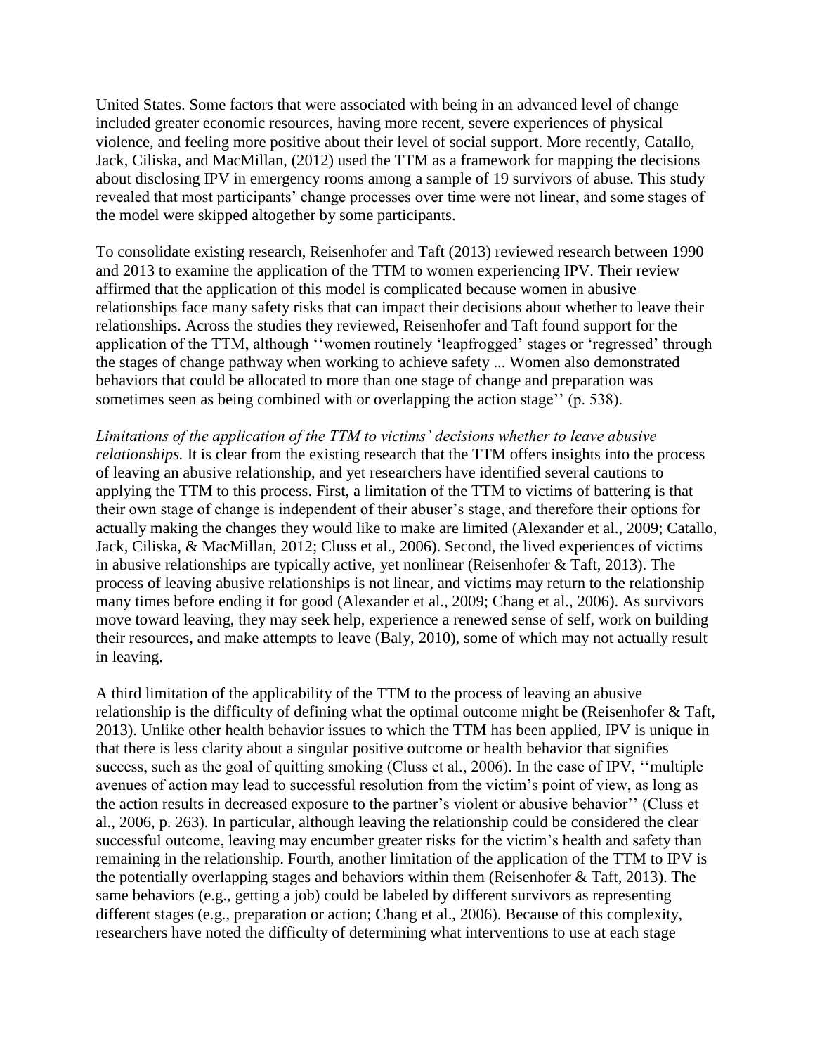United States. Some factors that were associated with being in an advanced level of change included greater economic resources, having more recent, severe experiences of physical violence, and feeling more positive about their level of social support. More recently, Catallo, Jack, Ciliska, and MacMillan, (2012) used the TTM as a framework for mapping the decisions about disclosing IPV in emergency rooms among a sample of 19 survivors of abuse. This study revealed that most participants' change processes over time were not linear, and some stages of the model were skipped altogether by some participants.

To consolidate existing research, Reisenhofer and Taft (2013) reviewed research between 1990 and 2013 to examine the application of the TTM to women experiencing IPV. Their review affirmed that the application of this model is complicated because women in abusive relationships face many safety risks that can impact their decisions about whether to leave their relationships. Across the studies they reviewed, Reisenhofer and Taft found support for the application of the TTM, although ''women routinely 'leapfrogged' stages or 'regressed' through the stages of change pathway when working to achieve safety ... Women also demonstrated behaviors that could be allocated to more than one stage of change and preparation was sometimes seen as being combined with or overlapping the action stage'' (p. 538).

*Limitations of the application of the TTM to victims' decisions whether to leave abusive relationships.* It is clear from the existing research that the TTM offers insights into the process of leaving an abusive relationship, and yet researchers have identified several cautions to applying the TTM to this process. First, a limitation of the TTM to victims of battering is that their own stage of change is independent of their abuser's stage, and therefore their options for actually making the changes they would like to make are limited (Alexander et al., 2009; Catallo, Jack, Ciliska, & MacMillan, 2012; Cluss et al., 2006). Second, the lived experiences of victims in abusive relationships are typically active, yet nonlinear (Reisenhofer & Taft, 2013). The process of leaving abusive relationships is not linear, and victims may return to the relationship many times before ending it for good (Alexander et al., 2009; Chang et al., 2006). As survivors move toward leaving, they may seek help, experience a renewed sense of self, work on building their resources, and make attempts to leave (Baly, 2010), some of which may not actually result in leaving.

A third limitation of the applicability of the TTM to the process of leaving an abusive relationship is the difficulty of defining what the optimal outcome might be (Reisenhofer & Taft, 2013). Unlike other health behavior issues to which the TTM has been applied, IPV is unique in that there is less clarity about a singular positive outcome or health behavior that signifies success, such as the goal of quitting smoking (Cluss et al., 2006). In the case of IPV, ''multiple avenues of action may lead to successful resolution from the victim's point of view, as long as the action results in decreased exposure to the partner's violent or abusive behavior'' (Cluss et al., 2006, p. 263). In particular, although leaving the relationship could be considered the clear successful outcome, leaving may encumber greater risks for the victim's health and safety than remaining in the relationship. Fourth, another limitation of the application of the TTM to IPV is the potentially overlapping stages and behaviors within them (Reisenhofer & Taft, 2013). The same behaviors (e.g., getting a job) could be labeled by different survivors as representing different stages (e.g., preparation or action; Chang et al., 2006). Because of this complexity, researchers have noted the difficulty of determining what interventions to use at each stage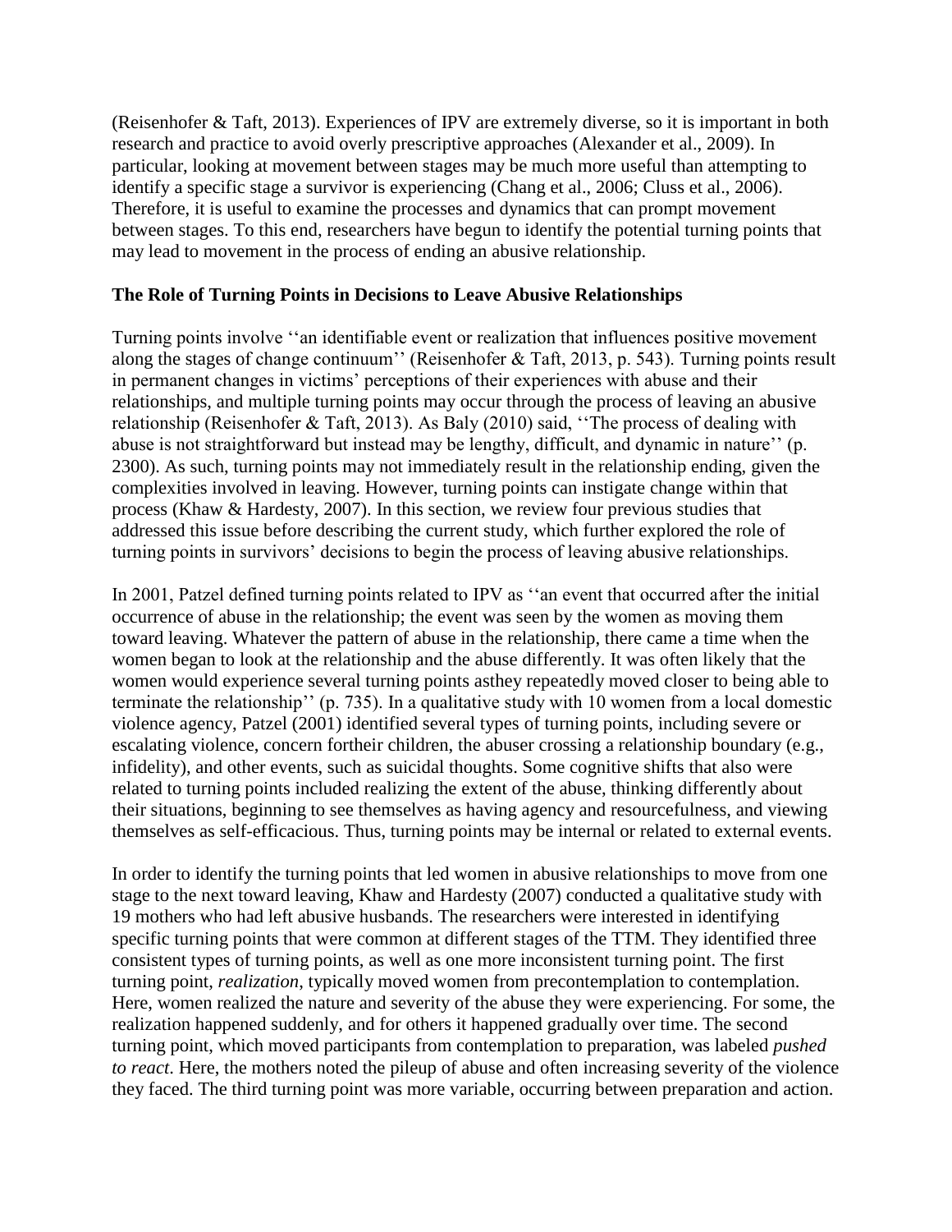(Reisenhofer & Taft, 2013). Experiences of IPV are extremely diverse, so it is important in both research and practice to avoid overly prescriptive approaches (Alexander et al., 2009). In particular, looking at movement between stages may be much more useful than attempting to identify a specific stage a survivor is experiencing (Chang et al., 2006; Cluss et al., 2006). Therefore, it is useful to examine the processes and dynamics that can prompt movement between stages. To this end, researchers have begun to identify the potential turning points that may lead to movement in the process of ending an abusive relationship.

### The Role of Turning Points in Decisions to Leave Abusive Relationships

Turning points involve ''an identifiable event or realization that influences positive movement along the stages of change continuum'' (Reisenhofer & Taft, 2013, p. 543). Turning points result in permanent changes in victims' perceptions of their experiences with abuse and their relationships, and multiple turning points may occur through the process of leaving an abusive relationship (Reisenhofer & Taft, 2013). As Baly (2010) said, ''The process of dealing with abuse is not straightforward but instead may be lengthy, difficult, and dynamic in nature'' (p. 2300). As such, turning points may not immediately result in the relationship ending, given the complexities involved in leaving. However, turning points can instigate change within that process (Khaw & Hardesty, 2007). In this section, we review four previous studies that addressed this issue before describing the current study, which further explored the role of turning points in survivors' decisions to begin the process of leaving abusive relationships.

In 2001, Patzel defined turning points related to IPV as ''an event that occurred after the initial occurrence of abuse in the relationship; the event was seen by the women as moving them toward leaving. Whatever the pattern of abuse in the relationship, there came a time when the women began to look at the relationship and the abuse differently. It was often likely that the women would experience several turning points asthey repeatedly moved closer to being able to terminate the relationship'' (p. 735). In a qualitative study with 10 women from a local domestic violence agency, Patzel (2001) identified several types of turning points, including severe or escalating violence, concern fortheir children, the abuser crossing a relationship boundary (e.g., infidelity), and other events, such as suicidal thoughts. Some cognitive shifts that also were related to turning points included realizing the extent of the abuse, thinking differently about their situations, beginning to see themselves as having agency and resourcefulness, and viewing themselves as self-efficacious. Thus, turning points may be internal or related to external events.

In order to identify the turning points that led women in abusive relationships to move from one stage to the next toward leaving, Khaw and Hardesty (2007) conducted a qualitative study with 19 mothers who had left abusive husbands. The researchers were interested in identifying specific turning points that were common at different stages of the TTM. They identified three consistent types of turning points, as well as one more inconsistent turning point. The first turning point, *realization*, typically moved women from precontemplation to contemplation. Here, women realized the nature and severity of the abuse they were experiencing. For some, the realization happened suddenly, and for others it happened gradually over time. The second turning point, which moved participants from contemplation to preparation, was labeled *pushed to react*. Here, the mothers noted the pileup of abuse and often increasing severity of the violence they faced. The third turning point was more variable, occurring between preparation and action.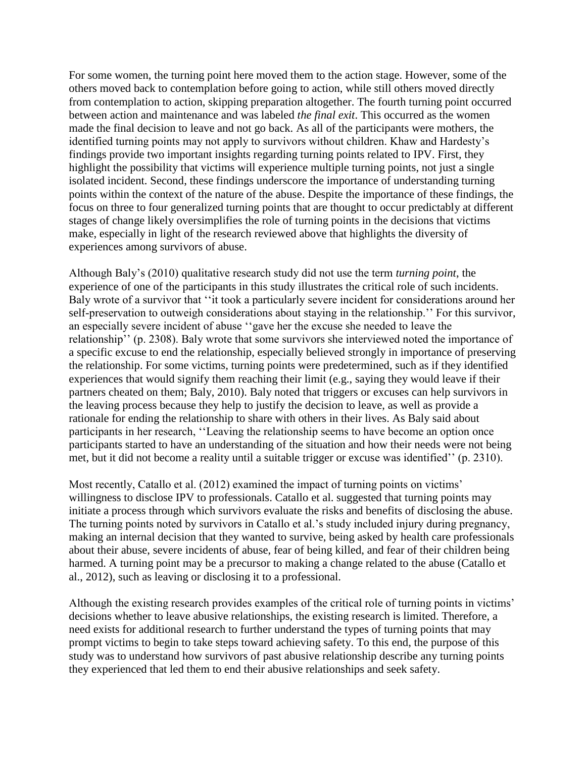For some women, the turning point here moved them to the action stage. However, some of the others moved back to contemplation before going to action, while still others moved directly from contemplation to action, skipping preparation altogether. The fourth turning point occurred between action and maintenance and was labeled *the final exit*. This occurred as the women made the final decision to leave and not go back. As all of the participants were mothers, the identified turning points may not apply to survivors without children. Khaw and Hardesty's findings provide two important insights regarding turning points related to IPV. First, they highlight the possibility that victims will experience multiple turning points, not just a single isolated incident. Second, these findings underscore the importance of understanding turning points within the context of the nature of the abuse. Despite the importance of these findings, the focus on three to four generalized turning points that are thought to occur predictably at different stages of change likely oversimplifies the role of turning points in the decisions that victims make, especially in light of the research reviewed above that highlights the diversity of experiences among survivors of abuse.

Although Baly's (2010) qualitative research study did not use the term *turning point*, the experience of one of the participants in this study illustrates the critical role of such incidents. Baly wrote of a survivor that ''it took a particularly severe incident for considerations around her self-preservation to outweigh considerations about staying in the relationship.'' For this survivor, an especially severe incident of abuse ''gave her the excuse she needed to leave the relationship'' (p. 2308). Baly wrote that some survivors she interviewed noted the importance of a specific excuse to end the relationship, especially believed strongly in importance of preserving the relationship. For some victims, turning points were predetermined, such as if they identified experiences that would signify them reaching their limit (e.g., saying they would leave if their partners cheated on them; Baly, 2010). Baly noted that triggers or excuses can help survivors in the leaving process because they help to justify the decision to leave, as well as provide a rationale for ending the relationship to share with others in their lives. As Baly said about participants in her research, ''Leaving the relationship seems to have become an option once participants started to have an understanding of the situation and how their needs were not being met, but it did not become a reality until a suitable trigger or excuse was identified'' (p. 2310).

Most recently, Catallo et al. (2012) examined the impact of turning points on victims' willingness to disclose IPV to professionals. Catallo et al. suggested that turning points may initiate a process through which survivors evaluate the risks and benefits of disclosing the abuse. The turning points noted by survivors in Catallo et al.'s study included injury during pregnancy, making an internal decision that they wanted to survive, being asked by health care professionals about their abuse, severe incidents of abuse, fear of being killed, and fear of their children being harmed. A turning point may be a precursor to making a change related to the abuse (Catallo et al., 2012), such as leaving or disclosing it to a professional.

Although the existing research provides examples of the critical role of turning points in victims' decisions whether to leave abusive relationships, the existing research is limited. Therefore, a need exists for additional research to further understand the types of turning points that may prompt victims to begin to take steps toward achieving safety. To this end, the purpose of this study was to understand how survivors of past abusive relationship describe any turning points they experienced that led them to end their abusive relationships and seek safety.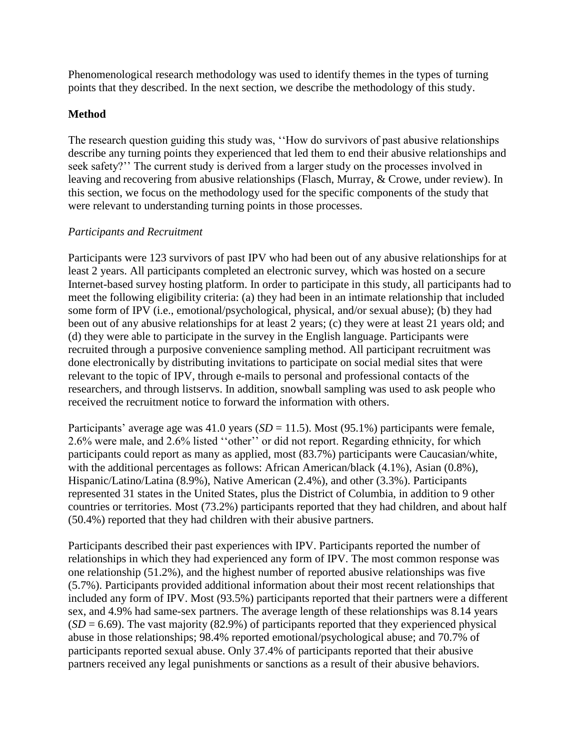Phenomenological research methodology was used to identify themes in the types of turning points that they described. In the next section, we describe the methodology of this study.

## Method

The research question guiding this study was, ''How do survivors of past abusive relationships describe any turning points they experienced that led them to end their abusive relationships and seek safety?'' The current study is derived from a larger study on the processes involved in leaving and recovering from abusive relationships (Flasch, Murray, & Crowe, under review). In this section, we focus on the methodology used for the specific components of the study that were relevant to understanding turning points in those processes.

### *Participants and Recruitment*

Participants were 123 survivors of past IPV who had been out of any abusive relationships for at least 2 years. All participants completed an electronic survey, which was hosted on a secure Internet-based survey hosting platform. In order to participate in this study, all participants had to meet the following eligibility criteria: (a) they had been in an intimate relationship that included some form of IPV (i.e., emotional/psychological, physical, and/or sexual abuse); (b) they had been out of any abusive relationships for at least 2 years; (c) they were at least 21 years old; and (d) they were able to participate in the survey in the English language. Participants were recruited through a purposive convenience sampling method. All participant recruitment was done electronically by distributing invitations to participate on social medial sites that were relevant to the topic of IPV, through e-mails to personal and professional contacts of the researchers, and through listservs. In addition, snowball sampling was used to ask people who received the recruitment notice to forward the information with others.

Participants' average age was 41.0 years (*SD* = 11.5). Most (95.1%) participants were female, 2.6% were male, and 2.6% listed ''other'' or did not report. Regarding ethnicity, for which participants could report as many as applied, most (83.7%) participants were Caucasian/white, with the additional percentages as follows: African American/black (4.1%), Asian (0.8%), Hispanic/Latino/Latina (8.9%), Native American (2.4%), and other (3.3%). Participants represented 31 states in the United States, plus the District of Columbia, in addition to 9 other countries or territories. Most (73.2%) participants reported that they had children, and about half (50.4%) reported that they had children with their abusive partners.

Participants described their past experiences with IPV. Participants reported the number of relationships in which they had experienced any form of IPV. The most common response was one relationship (51.2%), and the highest number of reported abusive relationships was five (5.7%). Participants provided additional information about their most recent relationships that included any form of IPV. Most (93.5%) participants reported that their partners were a different sex, and 4.9% had same-sex partners. The average length of these relationships was 8.14 years (*SD* = 6.69). The vast majority (82.9%) of participants reported that they experienced physical abuse in those relationships; 98.4% reported emotional/psychological abuse; and 70.7% of participants reported sexual abuse. Only 37.4% of participants reported that their abusive partners received any legal punishments or sanctions as a result of their abusive behaviors.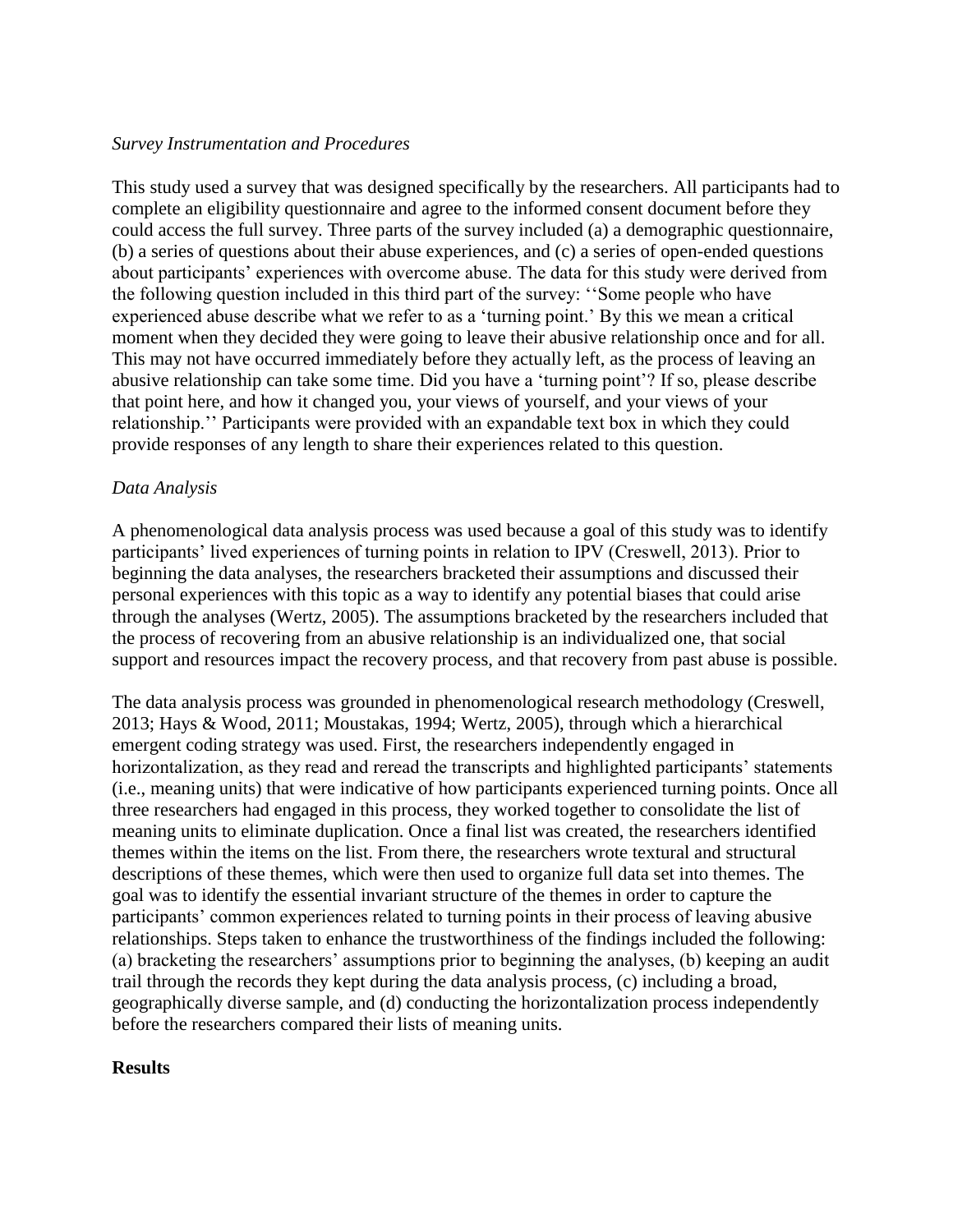*Survey Instrumentation and Procedures*

This study used a survey that was designed specifically by the researchers. All participants had to complete an eligibility questionnaire and agree to the informed consent document before they could access the full survey. Three parts of the survey included (a) a demographic questionnaire, (b) a series of questions about their abuse experiences, and (c) a series of open-ended questions about participants' experiences with overcome abuse. The data for this study were derived from the following question included in this third part of the survey: ''Some people who have experienced abuse describe what we refer to as a 'turning point.' By this we mean a critical moment when they decided they were going to leave their abusive relationship once and for all. This may not have occurred immediately before they actually left, as the process of leaving an abusive relationship can take some time. Did you have a 'turning point'? If so, please describe that point here, and how it changed you, your views of yourself, and your views of your relationship.'' Participants were provided with an expandable text box in which they could provide responses of any length to share their experiences related to this question.

*Data Analysis*

A phenomenological data analysis process was used because a goal of this study was to identify participants' lived experiences of turning points in relation to IPV (Creswell, 2013). Prior to beginning the data analyses, the researchers bracketed their assumptions and discussed their personal experiences with this topic as a way to identify any potential biases that could arise through the analyses (Wertz, 2005). The assumptions bracketed by the researchers included that the process of recovering from an abusive relationship is an individualized one, that social support and resources impact the recovery process, and that recovery from past abuse is possible.

The data analysis process was grounded in phenomenological research methodology (Creswell, 2013; Hays & Wood, 2011; Moustakas, 1994; Wertz, 2005), through which a hierarchical emergent coding strategy was used. First, the researchers independently engaged in horizontalization, as they read and reread the transcripts and highlighted participants' statements (i.e., meaning units) that were indicative of how participants experienced turning points. Once all three researchers had engaged in this process, they worked together to consolidate the list of meaning units to eliminate duplication. Once a final list was created, the researchers identified themes within the items on the list. From there, the researchers wrote textural and structural descriptions of these themes, which were then used to organize full data set into themes. The goal was to identify the essential invariant structure of the themes in order to capture the participants' common experiences related to turning points in their process of leaving abusive relationships. Steps taken to enhance the trustworthiness of the findings included the following: (a) bracketing the researchers' assumptions prior to beginning the analyses, (b) keeping an audit trail through the records they kept during the data analysis process, (c) including a broad, geographically diverse sample, and (d) conducting the horizontalization process independently before the researchers compared their lists of meaning units.

**Results**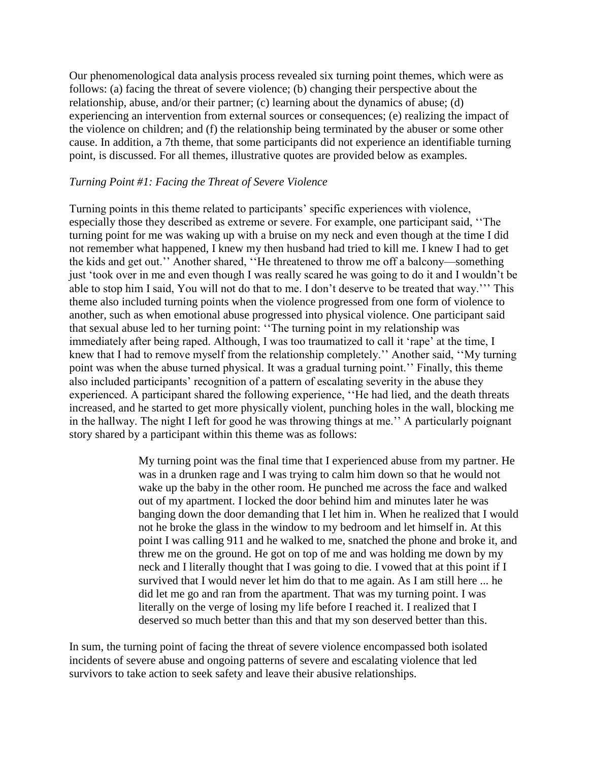Our phenomenological data analysis process revealed six turning point themes, which were as follows: (a) facing the threat of severe violence; (b) changing their perspective about the relationship, abuse, and/or their partner; (c) learning about the dynamics of abuse; (d) experiencing an intervention from external sources or consequences; (e) realizing the impact of the violence on children; and (f) the relationship being terminated by the abuser or some other cause. In addition, a 7th theme, that some participants did not experience an identifiable turning point, is discussed. For all themes, illustrative quotes are provided below as examples.

*Turning Point #1: Facing the Threat of Severe Violence*

Turning points in this theme related to participants' specific experiences with violence, especially those they described as extreme or severe. For example, one participant said, ''The turning point for me was waking up with a bruise on my neck and even though at the time I did not remember what happened, I knew my then husband had tried to kill me. I knew I had to get the kids and get out.'' Another shared, ''He threatened to throw me off a balcony—something just 'took over in me and even though I was really scared he was going to do it and I wouldn't be able to stop him I said, You will not do that to me. I don't deserve to be treated that way.''' This theme also included turning points when the violence progressed from one form of violence to another, such as when emotional abuse progressed into physical violence. One participant said that sexual abuse led to her turning point: ''The turning point in my relationship was immediately after being raped. Although, I was too traumatized to call it 'rape' at the time, I knew that I had to remove myself from the relationship completely.'' Another said, ''My turning point was when the abuse turned physical. It was a gradual turning point.'' Finally, this theme also included participants' recognition of a pattern of escalating severity in the abuse they experienced. A participant shared the following experience, ''He had lied, and the death threats increased, and he started to get more physically violent, punching holes in the wall, blocking me in the hallway. The night I left for good he was throwing things at me.'' A particularly poignant story shared by a participant within this theme was as follows:

> My turning point was the final time that I experienced abuse from my partner. He was in a drunken rage and I was trying to calm him down so that he would not wake up the baby in the other room. He punched me across the face and walked out of my apartment. I locked the door behind him and minutes later he was banging down the door demanding that I let him in. When he realized that I would not he broke the glass in the window to my bedroom and let himself in. At this point I was calling 911 and he walked to me, snatched the phone and broke it, and threw me on the ground. He got on top of me and was holding me down by my neck and I literally thought that I was going to die. I vowed that at this point if I survived that I would never let him do that to me again. As I am still here ... he did let me go and ran from the apartment. That was my turning point. I was literally on the verge of losing my life before I reached it. I realized that I deserved so much better than this and that my son deserved better than this.

In sum, the turning point of facing the threat of severe violence encompassed both isolated incidents of severe abuse and ongoing patterns of severe and escalating violence that led survivors to take action to seek safety and leave their abusive relationships.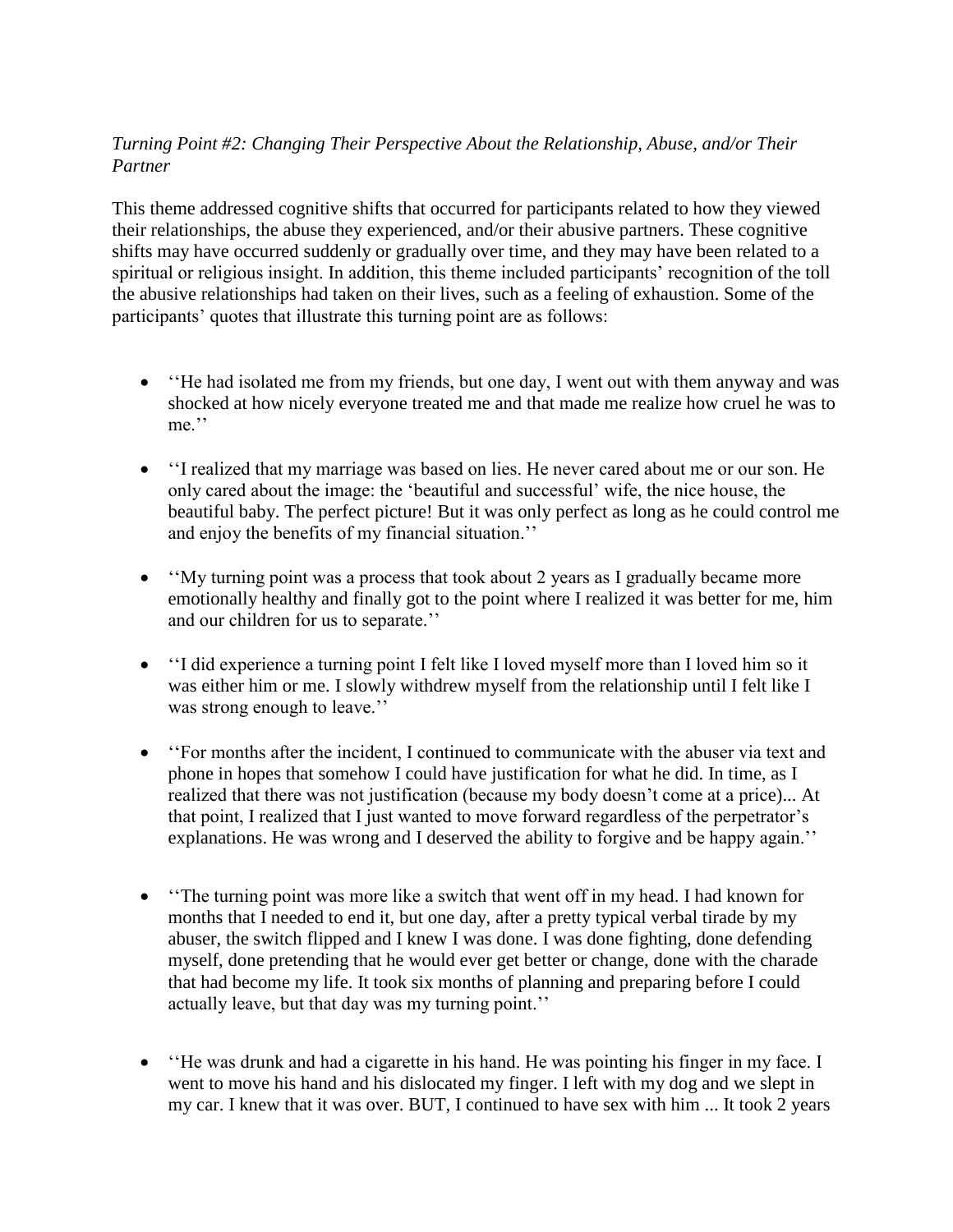*Turning Point #2: Changing Their Perspective About the Relationship, Abuse, and/or Their Partner*

This theme addressed cognitive shifts that occurred for participants related to how they viewed their relationships, the abuse they experienced, and/or their abusive partners. These cognitive shifts may have occurred suddenly or gradually over time, and they may have been related to a spiritual or religious insight. In addition, this theme included participants' recognition of the toll the abusive relationships had taken on their lives, such as a feeling of exhaustion. Some of the participants' quotes that illustrate this turning point are as follows:

- ''He had isolated me from my friends, but one day, I went out with them anyway and was shocked at how nicely everyone treated me and that made me realize how cruel he was to me.''

- ''I realized that my marriage was based on lies. He never cared about me or our son. He only cared about the image: the 'beautiful and successful' wife, the nice house, the beautiful baby. The perfect picture! But it was only perfect as long as he could control me and enjoy the benefits of my financial situation.''

- ''My turning point was a process that took about 2 years as I gradually became more emotionally healthy and finally got to the point where I realized it was better for me, him and our children for us to separate.''

- ''I did experience a turning point I felt like I loved myself more than I loved him so it was either him or me. I slowly withdrew myself from the relationship until I felt like I was strong enough to leave.''

- ''For months after the incident, I continued to communicate with the abuser via text and phone in hopes that somehow I could have justification for what he did. In time, as I realized that there was not justification (because my body doesn't come at a price)... At that point, I realized that I just wanted to move forward regardless of the perpetrator's explanations. He was wrong and I deserved the ability to forgive and be happy again.''

- ''The turning point was more like a switch that went off in my head. I had known for months that I needed to end it, but one day, after a pretty typical verbal tirade by my abuser, the switch flipped and I knew I was done. I was done fighting, done defending myself, done pretending that he would ever get better or change, done with the charade that had become my life. It took six months of planning and preparing before I could actually leave, but that day was my turning point.''

- ''He was drunk and had a cigarette in his hand. He was pointing his finger in my face. I went to move his hand and his dislocated my finger. I left with my dog and we slept in my car. I knew that it was over. BUT, I continued to have sex with him ... It took 2 years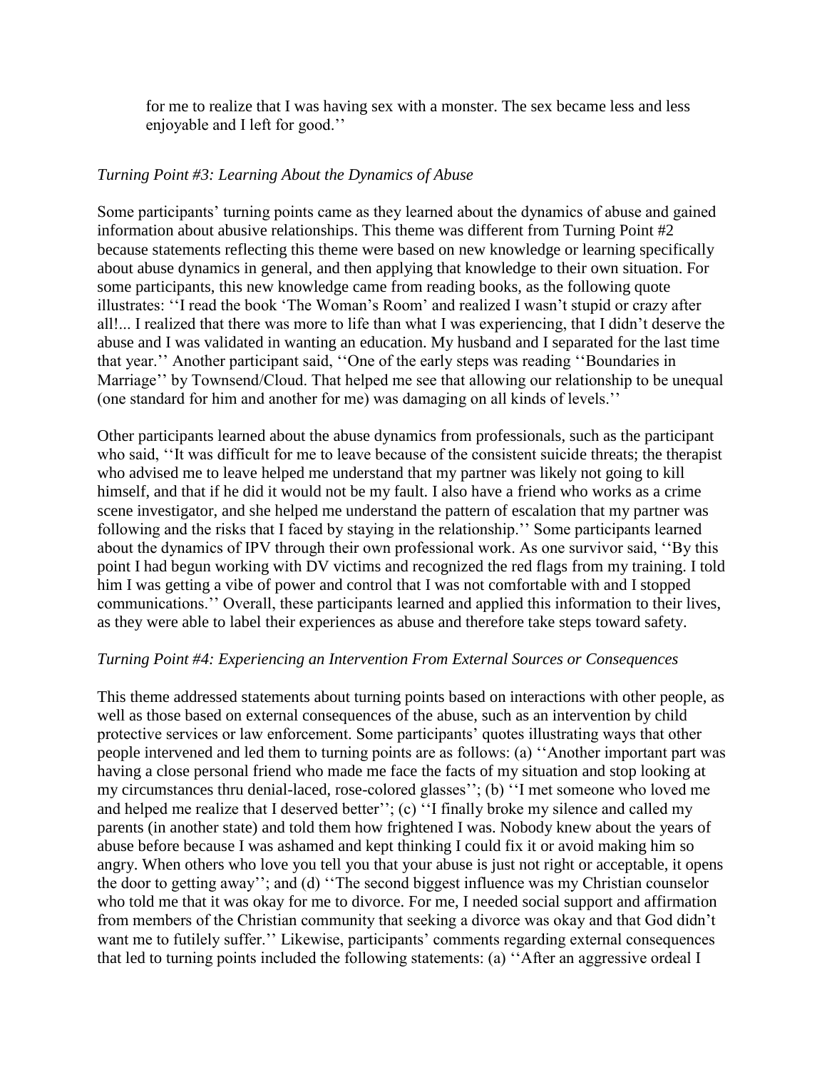for me to realize that I was having sex with a monster. The sex became less and less enjoyable and I left for good.''

*Turning Point #3: Learning About the Dynamics of Abuse*

Some participants' turning points came as they learned about the dynamics of abuse and gained information about abusive relationships. This theme was different from Turning Point #2 because statements reflecting this theme were based on new knowledge or learning specifically about abuse dynamics in general, and then applying that knowledge to their own situation. For some participants, this new knowledge came from reading books, as the following quote illustrates: ''I read the book 'The Woman's Room' and realized I wasn't stupid or crazy after all!... I realized that there was more to life than what I was experiencing, that I didn't deserve the abuse and I was validated in wanting an education. My husband and I separated for the last time that year.'' Another participant said, ''One of the early steps was reading ''Boundaries in Marriage'' by Townsend/Cloud. That helped me see that allowing our relationship to be unequal (one standard for him and another for me) was damaging on all kinds of levels.''

Other participants learned about the abuse dynamics from professionals, such as the participant who said, ''It was difficult for me to leave because of the consistent suicide threats; the therapist who advised me to leave helped me understand that my partner was likely not going to kill himself, and that if he did it would not be my fault. I also have a friend who works as a crime scene investigator, and she helped me understand the pattern of escalation that my partner was following and the risks that I faced by staying in the relationship.'' Some participants learned about the dynamics of IPV through their own professional work. As one survivor said, ''By this point I had begun working with DV victims and recognized the red flags from my training. I told him I was getting a vibe of power and control that I was not comfortable with and I stopped communications.'' Overall, these participants learned and applied this information to their lives, as they were able to label their experiences as abuse and therefore take steps toward safety.

*Turning Point #4: Experiencing an Intervention From External Sources or Consequences*

This theme addressed statements about turning points based on interactions with other people, as well as those based on external consequences of the abuse, such as an intervention by child protective services or law enforcement. Some participants' quotes illustrating ways that other people intervened and led them to turning points are as follows: (a) ''Another important part was having a close personal friend who made me face the facts of my situation and stop looking at my circumstances thru denial-laced, rose-colored glasses''; (b) ''I met someone who loved me and helped me realize that I deserved better''; (c) ''I finally broke my silence and called my parents (in another state) and told them how frightened I was. Nobody knew about the years of abuse before because I was ashamed and kept thinking I could fix it or avoid making him so angry. When others who love you tell you that your abuse is just not right or acceptable, it opens the door to getting away''; and (d) ''The second biggest influence was my Christian counselor who told me that it was okay for me to divorce. For me, I needed social support and affirmation from members of the Christian community that seeking a divorce was okay and that God didn't want me to futilely suffer.'' Likewise, participants' comments regarding external consequences that led to turning points included the following statements: (a) ''After an aggressive ordeal I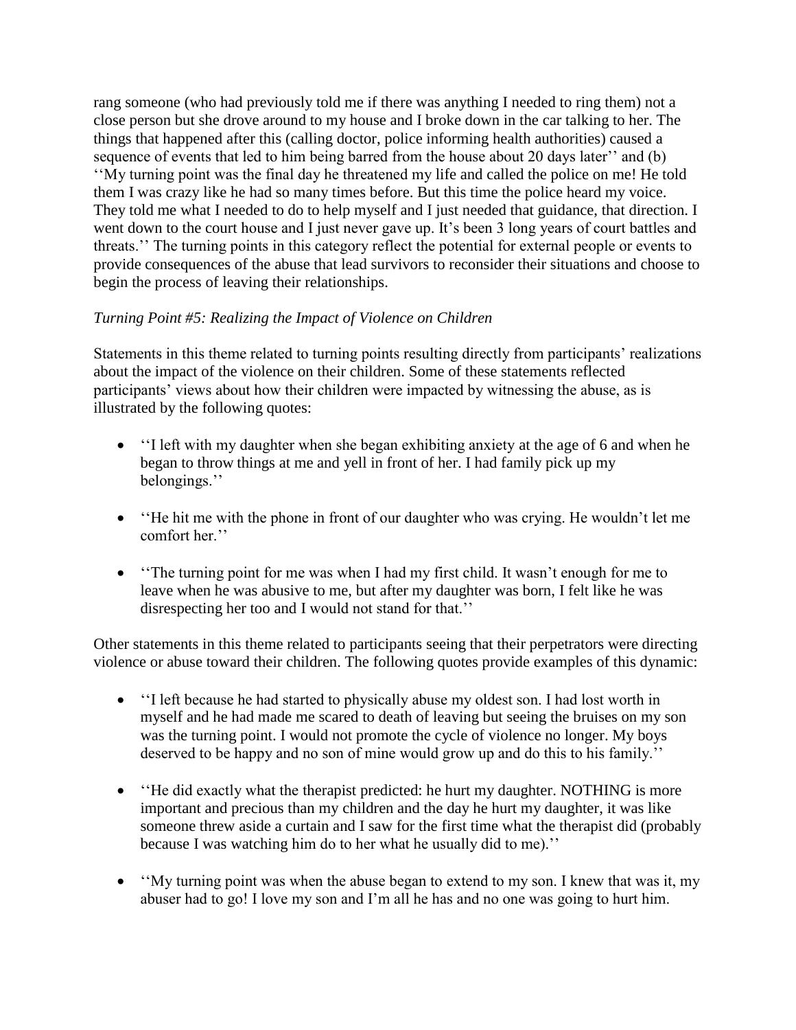rang someone (who had previously told me if there was anything I needed to ring them) not a close person but she drove around to my house and I broke down in the car talking to her. The things that happened after this (calling doctor, police informing health authorities) caused a sequence of events that led to him being barred from the house about 20 days later'' and (b) ''My turning point was the final day he threatened my life and called the police on me! He told them I was crazy like he had so many times before. But this time the police heard my voice. They told me what I needed to do to help myself and I just needed that guidance, that direction. I went down to the court house and I just never gave up. It's been 3 long years of court battles and threats.'' The turning points in this category reflect the potential for external people or events to provide consequences of the abuse that lead survivors to reconsider their situations and choose to begin the process of leaving their relationships.

*Turning Point #5: Realizing the Impact of Violence on Children*

Statements in this theme related to turning points resulting directly from participants' realizations about the impact of the violence on their children. Some of these statements reflected participants' views about how their children were impacted by witnessing the abuse, as is illustrated by the following quotes:

- ''I left with my daughter when she began exhibiting anxiety at the age of 6 and when he began to throw things at me and yell in front of her. I had family pick up my belongings.''
- ''He hit me with the phone in front of our daughter who was crying. He wouldn't let me comfort her.''
- ''The turning point for me was when I had my first child. It wasn't enough for me to leave when he was abusive to me, but after my daughter was born, I felt like he was disrespecting her too and I would not stand for that.''

Other statements in this theme related to participants seeing that their perpetrators were directing violence or abuse toward their children. The following quotes provide examples of this dynamic:

- ''I left because he had started to physically abuse my oldest son. I had lost worth in myself and he had made me scared to death of leaving but seeing the bruises on my son was the turning point. I would not promote the cycle of violence no longer. My boys deserved to be happy and no son of mine would grow up and do this to his family.''
- ''He did exactly what the therapist predicted: he hurt my daughter. NOTHING is more important and precious than my children and the day he hurt my daughter, it was like someone threw aside a curtain and I saw for the first time what the therapist did (probably because I was watching him do to her what he usually did to me).''
- ''My turning point was when the abuse began to extend to my son. I knew that was it, my abuser had to go! I love my son and I'm all he has and no one was going to hurt him.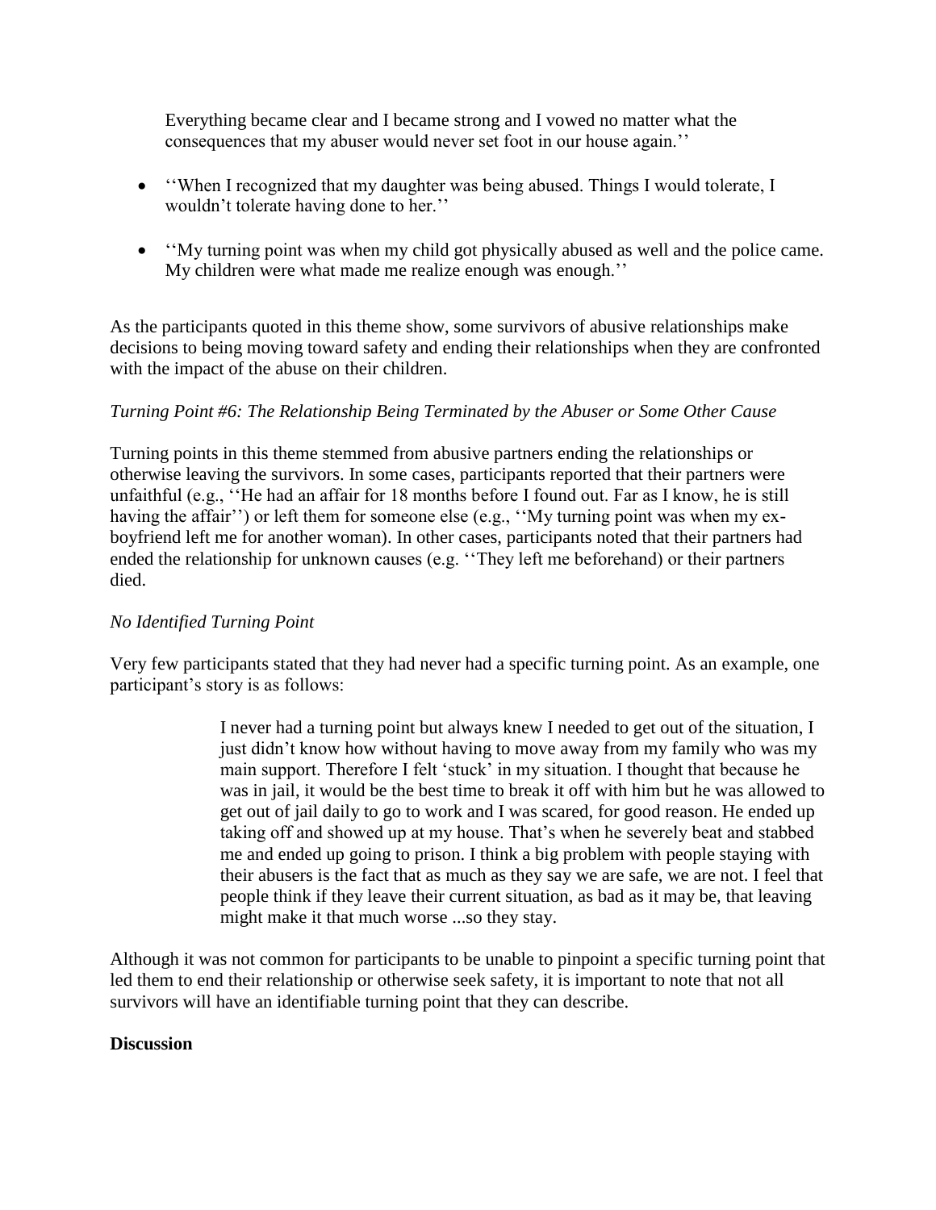Everything became clear and I became strong and I vowed no matter what the consequences that my abuser would never set foot in our house again.''

- ''When I recognized that my daughter was being abused. Things I would tolerate, I wouldn't tolerate having done to her.''
- ''My turning point was when my child got physically abused as well and the police came. My children were what made me realize enough was enough.''

As the participants quoted in this theme show, some survivors of abusive relationships make decisions to being moving toward safety and ending their relationships when they are confronted with the impact of the abuse on their children.

*Turning Point #6: The Relationship Being Terminated by the Abuser or Some Other Cause*

Turning points in this theme stemmed from abusive partners ending the relationships or otherwise leaving the survivors. In some cases, participants reported that their partners were unfaithful (e.g., ''He had an affair for 18 months before I found out. Far as I know, he is still having the affair'') or left them for someone else (e.g., ''My turning point was when my ex-boyfriend left me for another woman). In other cases, participants noted that their partners had ended the relationship for unknown causes (e.g. ''They left me beforehand) or their partners died.

*No Identified Turning Point*

Very few participants stated that they had never had a specific turning point. As an example, one participant's story is as follows:

> I never had a turning point but always knew I needed to get out of the situation, I just didn't know how without having to move away from my family who was my main support. Therefore I felt 'stuck' in my situation. I thought that because he was in jail, it would be the best time to break it off with him but he was allowed to get out of jail daily to go to work and I was scared, for good reason. He ended up taking off and showed up at my house. That's when he severely beat and stabbed me and ended up going to prison. I think a big problem with people staying with their abusers is the fact that as much as they say we are safe, we are not. I feel that people think if they leave their current situation, as bad as it may be, that leaving might make it that much worse ...so they stay.

Although it was not common for participants to be unable to pinpoint a specific turning point that led them to end their relationship or otherwise seek safety, it is important to note that not all survivors will have an identifiable turning point that they can describe.

**Discussion**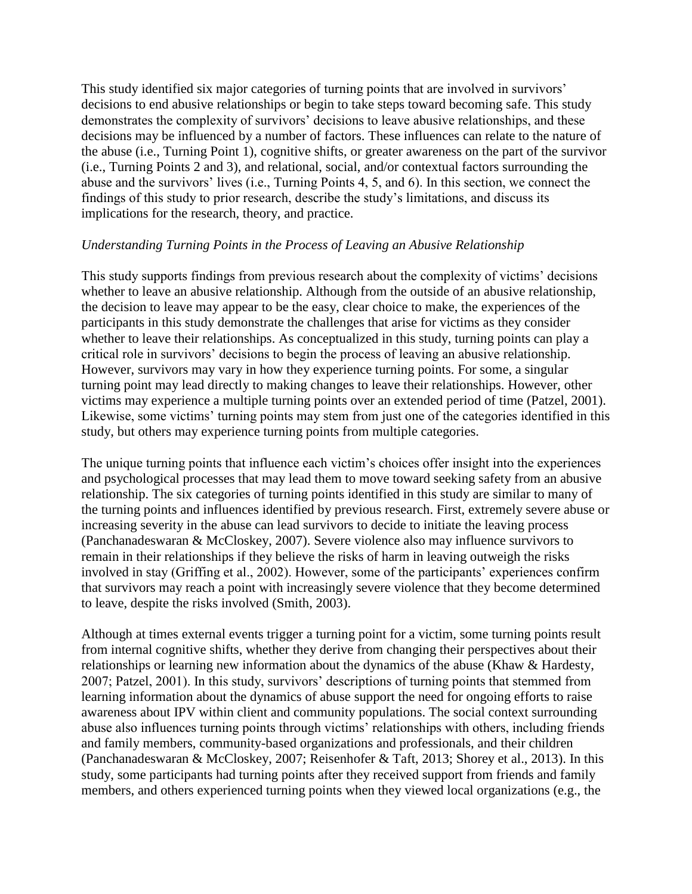This study identified six major categories of turning points that are involved in survivors' decisions to end abusive relationships or begin to take steps toward becoming safe. This study demonstrates the complexity of survivors' decisions to leave abusive relationships, and these decisions may be influenced by a number of factors. These influences can relate to the nature of the abuse (i.e., Turning Point 1), cognitive shifts, or greater awareness on the part of the survivor (i.e., Turning Points 2 and 3), and relational, social, and/or contextual factors surrounding the abuse and the survivors' lives (i.e., Turning Points 4, 5, and 6). In this section, we connect the findings of this study to prior research, describe the study's limitations, and discuss its implications for the research, theory, and practice.

*Understanding Turning Points in the Process of Leaving an Abusive Relationship*

This study supports findings from previous research about the complexity of victims' decisions whether to leave an abusive relationship. Although from the outside of an abusive relationship, the decision to leave may appear to be the easy, clear choice to make, the experiences of the participants in this study demonstrate the challenges that arise for victims as they consider whether to leave their relationships. As conceptualized in this study, turning points can play a critical role in survivors' decisions to begin the process of leaving an abusive relationship. However, survivors may vary in how they experience turning points. For some, a singular turning point may lead directly to making changes to leave their relationships. However, other victims may experience a multiple turning points over an extended period of time (Patzel, 2001). Likewise, some victims' turning points may stem from just one of the categories identified in this study, but others may experience turning points from multiple categories.

The unique turning points that influence each victim's choices offer insight into the experiences and psychological processes that may lead them to move toward seeking safety from an abusive relationship. The six categories of turning points identified in this study are similar to many of the turning points and influences identified by previous research. First, extremely severe abuse or increasing severity in the abuse can lead survivors to decide to initiate the leaving process (Panchanadeswaran & McCloskey, 2007). Severe violence also may influence survivors to remain in their relationships if they believe the risks of harm in leaving outweigh the risks involved in stay (Griffing et al., 2002). However, some of the participants' experiences confirm that survivors may reach a point with increasingly severe violence that they become determined to leave, despite the risks involved (Smith, 2003).

Although at times external events trigger a turning point for a victim, some turning points result from internal cognitive shifts, whether they derive from changing their perspectives about their relationships or learning new information about the dynamics of the abuse (Khaw & Hardesty, 2007; Patzel, 2001). In this study, survivors' descriptions of turning points that stemmed from learning information about the dynamics of abuse support the need for ongoing efforts to raise awareness about IPV within client and community populations. The social context surrounding abuse also influences turning points through victims' relationships with others, including friends and family members, community-based organizations and professionals, and their children (Panchanadeswaran & McCloskey, 2007; Reisenhofer & Taft, 2013; Shorey et al., 2013). In this study, some participants had turning points after they received support from friends and family members, and others experienced turning points when they viewed local organizations (e.g., the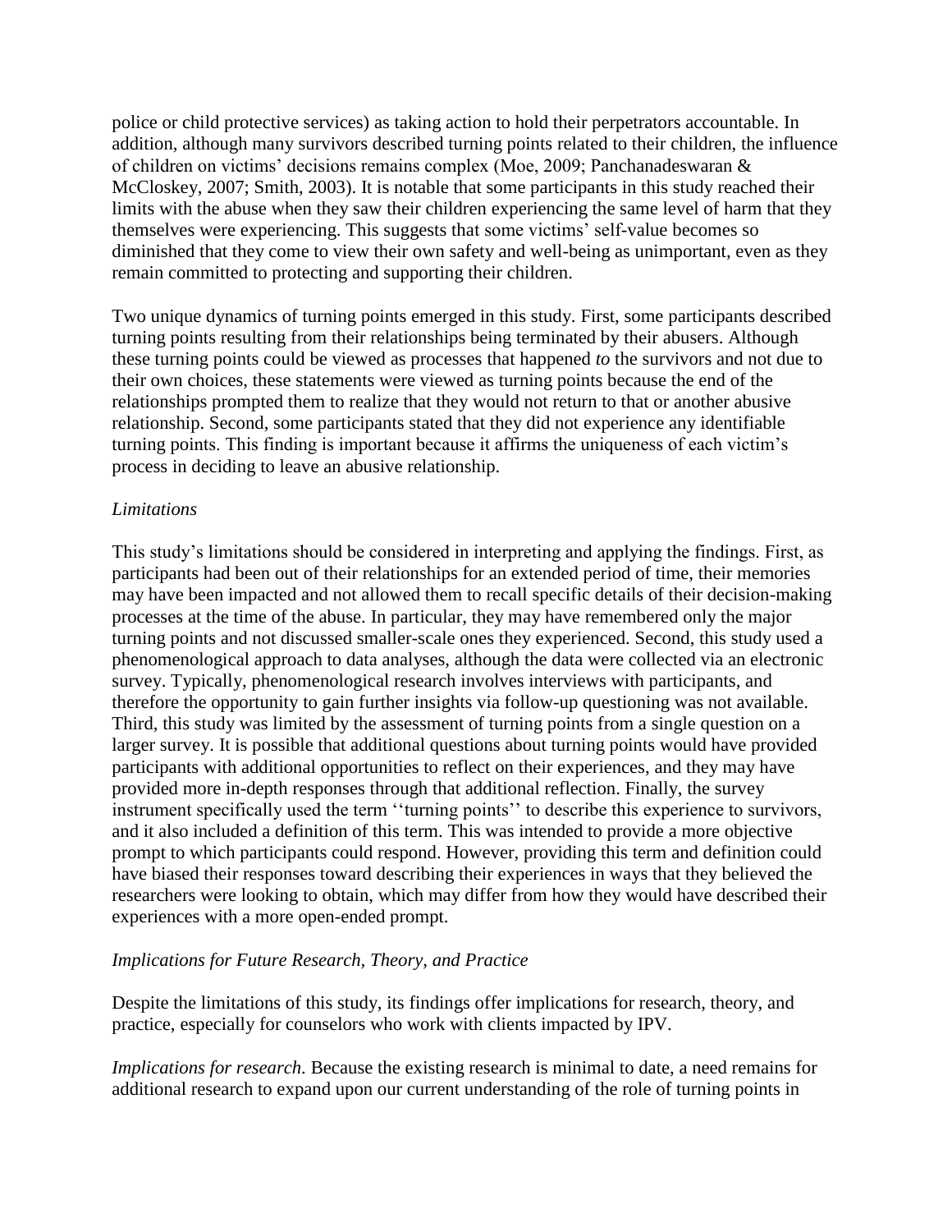police or child protective services) as taking action to hold their perpetrators accountable. In addition, although many survivors described turning points related to their children, the influence of children on victims' decisions remains complex (Moe, 2009; Panchanadeswaran & McCloskey, 2007; Smith, 2003). It is notable that some participants in this study reached their limits with the abuse when they saw their children experiencing the same level of harm that they themselves were experiencing. This suggests that some victims' self-value becomes so diminished that they come to view their own safety and well-being as unimportant, even as they remain committed to protecting and supporting their children.

Two unique dynamics of turning points emerged in this study. First, some participants described turning points resulting from their relationships being terminated by their abusers. Although these turning points could be viewed as processes that happened *to* the survivors and not due to their own choices, these statements were viewed as turning points because the end of the relationships prompted them to realize that they would not return to that or another abusive relationship. Second, some participants stated that they did not experience any identifiable turning points. This finding is important because it affirms the uniqueness of each victim's process in deciding to leave an abusive relationship.

### *Limitations*

This study's limitations should be considered in interpreting and applying the findings. First, as participants had been out of their relationships for an extended period of time, their memories may have been impacted and not allowed them to recall specific details of their decision-making processes at the time of the abuse. In particular, they may have remembered only the major turning points and not discussed smaller-scale ones they experienced. Second, this study used a phenomenological approach to data analyses, although the data were collected via an electronic survey. Typically, phenomenological research involves interviews with participants, and therefore the opportunity to gain further insights via follow-up questioning was not available. Third, this study was limited by the assessment of turning points from a single question on a larger survey. It is possible that additional questions about turning points would have provided participants with additional opportunities to reflect on their experiences, and they may have provided more in-depth responses through that additional reflection. Finally, the survey instrument specifically used the term ''turning points'' to describe this experience to survivors, and it also included a definition of this term. This was intended to provide a more objective prompt to which participants could respond. However, providing this term and definition could have biased their responses toward describing their experiences in ways that they believed the researchers were looking to obtain, which may differ from how they would have described their experiences with a more open-ended prompt.

### *Implications for Future Research, Theory, and Practice*

Despite the limitations of this study, its findings offer implications for research, theory, and practice, especially for counselors who work with clients impacted by IPV.

*Implications for research.* Because the existing research is minimal to date, a need remains for additional research to expand upon our current understanding of the role of turning points in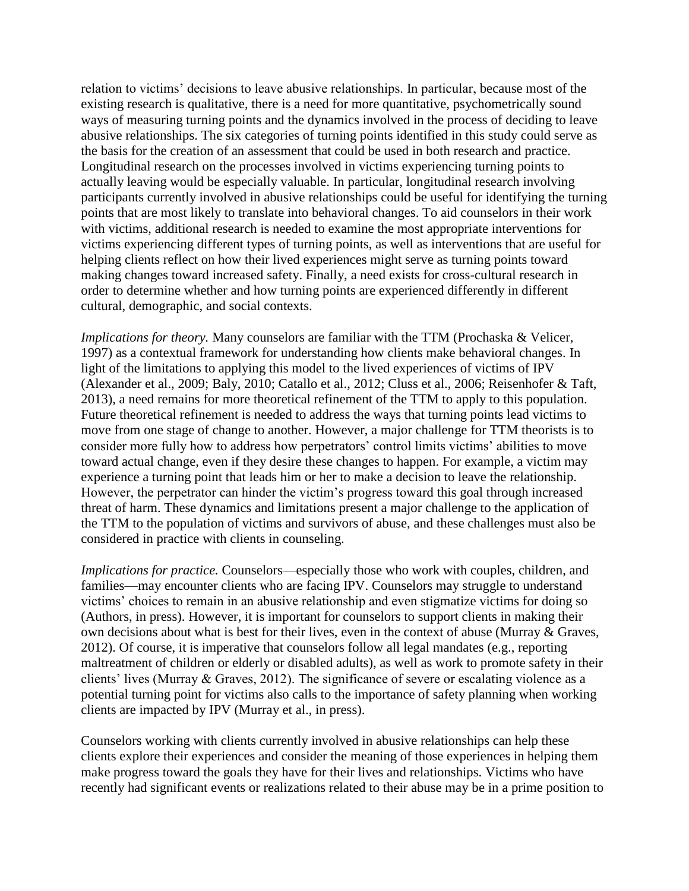relation to victims' decisions to leave abusive relationships. In particular, because most of the existing research is qualitative, there is a need for more quantitative, psychometrically sound ways of measuring turning points and the dynamics involved in the process of deciding to leave abusive relationships. The six categories of turning points identified in this study could serve as the basis for the creation of an assessment that could be used in both research and practice. Longitudinal research on the processes involved in victims experiencing turning points to actually leaving would be especially valuable. In particular, longitudinal research involving participants currently involved in abusive relationships could be useful for identifying the turning points that are most likely to translate into behavioral changes. To aid counselors in their work with victims, additional research is needed to examine the most appropriate interventions for victims experiencing different types of turning points, as well as interventions that are useful for helping clients reflect on how their lived experiences might serve as turning points toward making changes toward increased safety. Finally, a need exists for cross-cultural research in order to determine whether and how turning points are experienced differently in different cultural, demographic, and social contexts.

*Implications for theory.* Many counselors are familiar with the TTM (Prochaska & Velicer, 1997) as a contextual framework for understanding how clients make behavioral changes. In light of the limitations to applying this model to the lived experiences of victims of IPV (Alexander et al., 2009; Baly, 2010; Catallo et al., 2012; Cluss et al., 2006; Reisenhofer & Taft, 2013), a need remains for more theoretical refinement of the TTM to apply to this population. Future theoretical refinement is needed to address the ways that turning points lead victims to move from one stage of change to another. However, a major challenge for TTM theorists is to consider more fully how to address how perpetrators' control limits victims' abilities to move toward actual change, even if they desire these changes to happen. For example, a victim may experience a turning point that leads him or her to make a decision to leave the relationship. However, the perpetrator can hinder the victim's progress toward this goal through increased threat of harm. These dynamics and limitations present a major challenge to the application of the TTM to the population of victims and survivors of abuse, and these challenges must also be considered in practice with clients in counseling.

*Implications for practice.* Counselors—especially those who work with couples, children, and families—may encounter clients who are facing IPV. Counselors may struggle to understand victims' choices to remain in an abusive relationship and even stigmatize victims for doing so (Authors, in press). However, it is important for counselors to support clients in making their own decisions about what is best for their lives, even in the context of abuse (Murray & Graves, 2012). Of course, it is imperative that counselors follow all legal mandates (e.g., reporting maltreatment of children or elderly or disabled adults), as well as work to promote safety in their clients' lives (Murray & Graves, 2012). The significance of severe or escalating violence as a potential turning point for victims also calls to the importance of safety planning when working clients are impacted by IPV (Murray et al., in press).

Counselors working with clients currently involved in abusive relationships can help these clients explore their experiences and consider the meaning of those experiences in helping them make progress toward the goals they have for their lives and relationships. Victims who have recently had significant events or realizations related to their abuse may be in a prime position to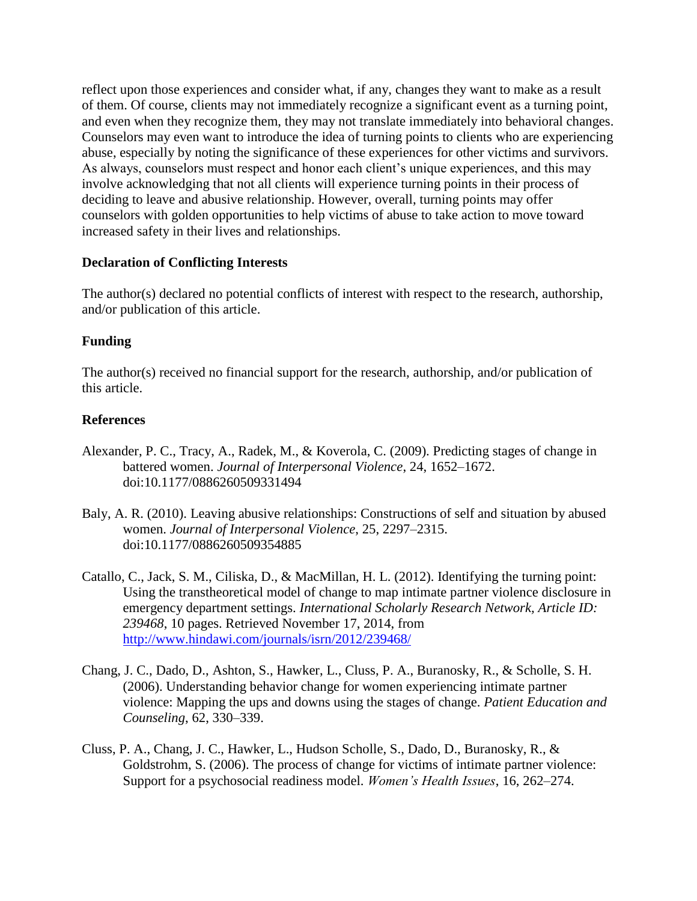reflect upon those experiences and consider what, if any, changes they want to make as a result of them. Of course, clients may not immediately recognize a significant event as a turning point, and even when they recognize them, they may not translate immediately into behavioral changes. Counselors may even want to introduce the idea of turning points to clients who are experiencing abuse, especially by noting the significance of these experiences for other victims and survivors. As always, counselors must respect and honor each client's unique experiences, and this may involve acknowledging that not all clients will experience turning points in their process of deciding to leave and abusive relationship. However, overall, turning points may offer counselors with golden opportunities to help victims of abuse to take action to move toward increased safety in their lives and relationships.

**Declaration of Conflicting Interests**

The author(s) declared no potential conflicts of interest with respect to the research, authorship, and/or publication of this article.

**Funding**

The author(s) received no financial support for the research, authorship, and/or publication of this article.

**References**

Alexander, P. C., Tracy, A., Radek, M., & Koverola, C. (2009). Predicting stages of change in battered women. *Journal of Interpersonal Violence*, 24, 1652–1672. doi:10.1177/0886260509331494

Baly, A. R. (2010). Leaving abusive relationships: Constructions of self and situation by abused women. *Journal of Interpersonal Violence*, 25, 2297–2315. doi:10.1177/0886260509354885

Catallo, C., Jack, S. M., Ciliska, D., & MacMillan, H. L. (2012). Identifying the turning point: Using the transtheoretical model of change to map intimate partner violence disclosure in emergency department settings. *International Scholarly Research Network, Article ID: 239468*, 10 pages. Retrieved November 17, 2014, from http://www.hindawi.com/journals/isrn/2012/239468/

Chang, J. C., Dado, D., Ashton, S., Hawker, L., Cluss, P. A., Buranosky, R., & Scholle, S. H. (2006). Understanding behavior change for women experiencing intimate partner violence: Mapping the ups and downs using the stages of change. *Patient Education and Counseling*, 62, 330–339.

Cluss, P. A., Chang, J. C., Hawker, L., Hudson Scholle, S., Dado, D., Buranosky, R., & Goldstrohm, S. (2006). The process of change for victims of intimate partner violence: Support for a psychosocial readiness model. *Women's Health Issues*, 16, 262–274.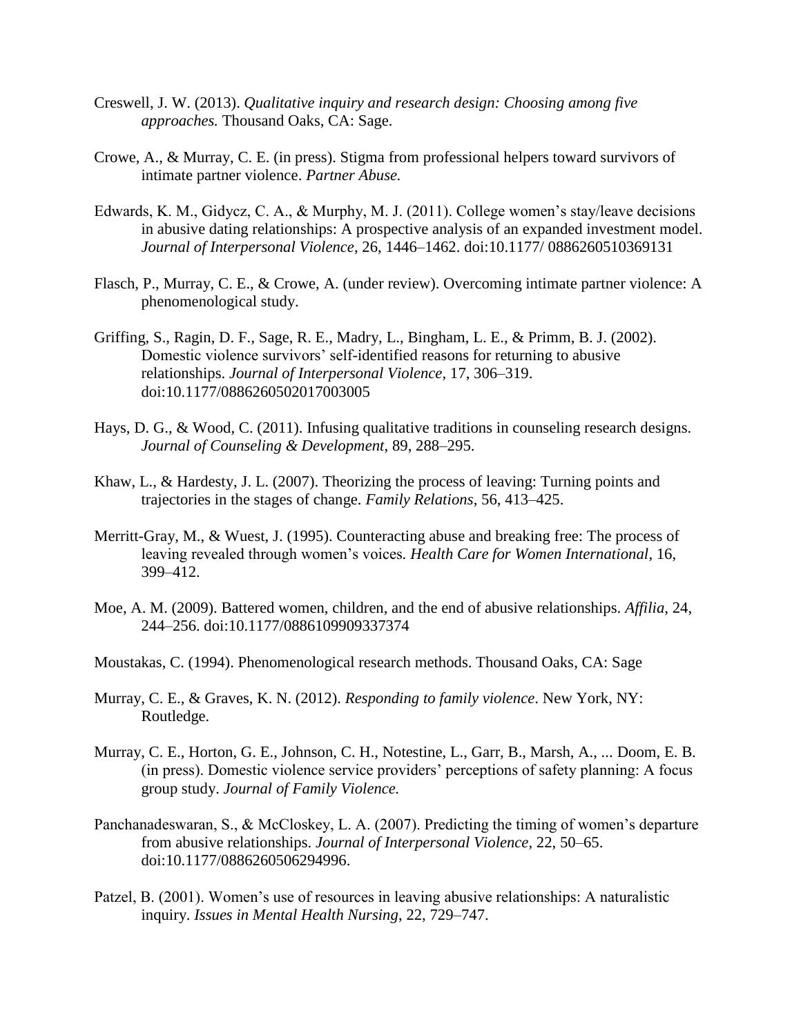Creswell, J. W. (2013). *Qualitative inquiry and research design: Choosing among five approaches.* Thousand Oaks, CA: Sage.

Crowe, A., & Murray, C. E. (in press). Stigma from professional helpers toward survivors of intimate partner violence. *Partner Abuse.*

Edwards, K. M., Gidycz, C. A., & Murphy, M. J. (2011). College women's stay/leave decisions in abusive dating relationships: A prospective analysis of an expanded investment model. *Journal of Interpersonal Violence*, 26, 1446–1462. doi:10.1177/ 0886260510369131

Flasch, P., Murray, C. E., & Crowe, A. (under review). Overcoming intimate partner violence: A phenomenological study.

Griffing, S., Ragin, D. F., Sage, R. E., Madry, L., Bingham, L. E., & Primm, B. J. (2002). Domestic violence survivors' self-identified reasons for returning to abusive relationships. *Journal of Interpersonal Violence*, 17, 306–319. doi:10.1177/0886260502017003005

Hays, D. G., & Wood, C. (2011). Infusing qualitative traditions in counseling research designs. *Journal of Counseling & Development*, 89, 288–295.

Khaw, L., & Hardesty, J. L. (2007). Theorizing the process of leaving: Turning points and trajectories in the stages of change. *Family Relations*, 56, 413–425.

Merritt-Gray, M., & Wuest, J. (1995). Counteracting abuse and breaking free: The process of leaving revealed through women's voices. *Health Care for Women International*, 16, 399–412.

Moe, A. M. (2009). Battered women, children, and the end of abusive relationships. *Affilia*, 24, 244–256. doi:10.1177/0886109909337374

Moustakas, C. (1994). Phenomenological research methods. Thousand Oaks, CA: Sage

Murray, C. E., & Graves, K. N. (2012). *Responding to family violence*. New York, NY: Routledge.

Murray, C. E., Horton, G. E., Johnson, C. H., Notestine, L., Garr, B., Marsh, A., ... Doom, E. B. (in press). Domestic violence service providers' perceptions of safety planning: A focus group study. *Journal of Family Violence.*

Panchanadeswaran, S., & McCloskey, L. A. (2007). Predicting the timing of women's departure from abusive relationships. *Journal of Interpersonal Violence*, 22, 50–65. doi:10.1177/0886260506294996.

Patzel, B. (2001). Women's use of resources in leaving abusive relationships: A naturalistic inquiry. *Issues in Mental Health Nursing*, 22, 729–747.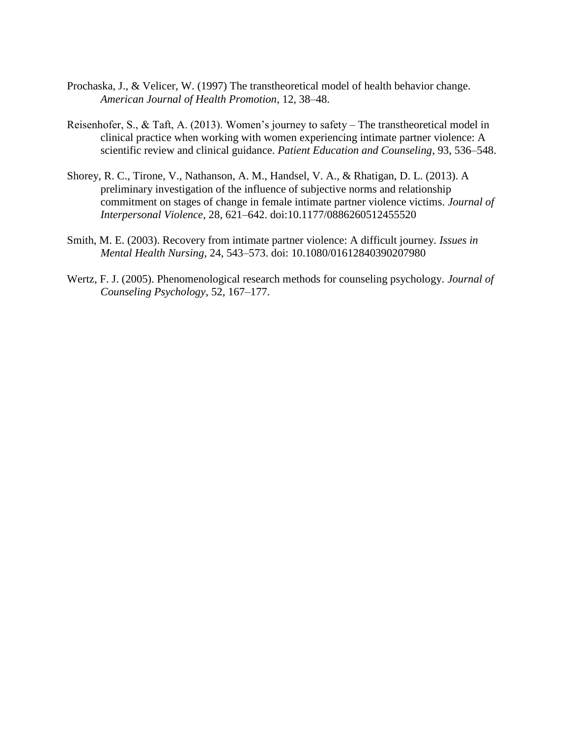Prochaska, J., & Velicer, W. (1997) The transtheoretical model of health behavior change. *American Journal of Health Promotion*, 12, 38–48.

Reisenhofer, S., & Taft, A. (2013). Women's journey to safety – The transtheoretical model in clinical practice when working with women experiencing intimate partner violence: A scientific review and clinical guidance. *Patient Education and Counseling*, 93, 536–548.

Shorey, R. C., Tirone, V., Nathanson, A. M., Handsel, V. A., & Rhatigan, D. L. (2013). A preliminary investigation of the influence of subjective norms and relationship commitment on stages of change in female intimate partner violence victims. *Journal of Interpersonal Violence*, 28, 621–642. doi:10.1177/0886260512455520

Smith, M. E. (2003). Recovery from intimate partner violence: A difficult journey. *Issues in Mental Health Nursing*, 24, 543–573. doi: 10.1080/01612840390207980

Wertz, F. J. (2005). Phenomenological research methods for counseling psychology. *Journal of Counseling Psychology*, 52, 167–177.